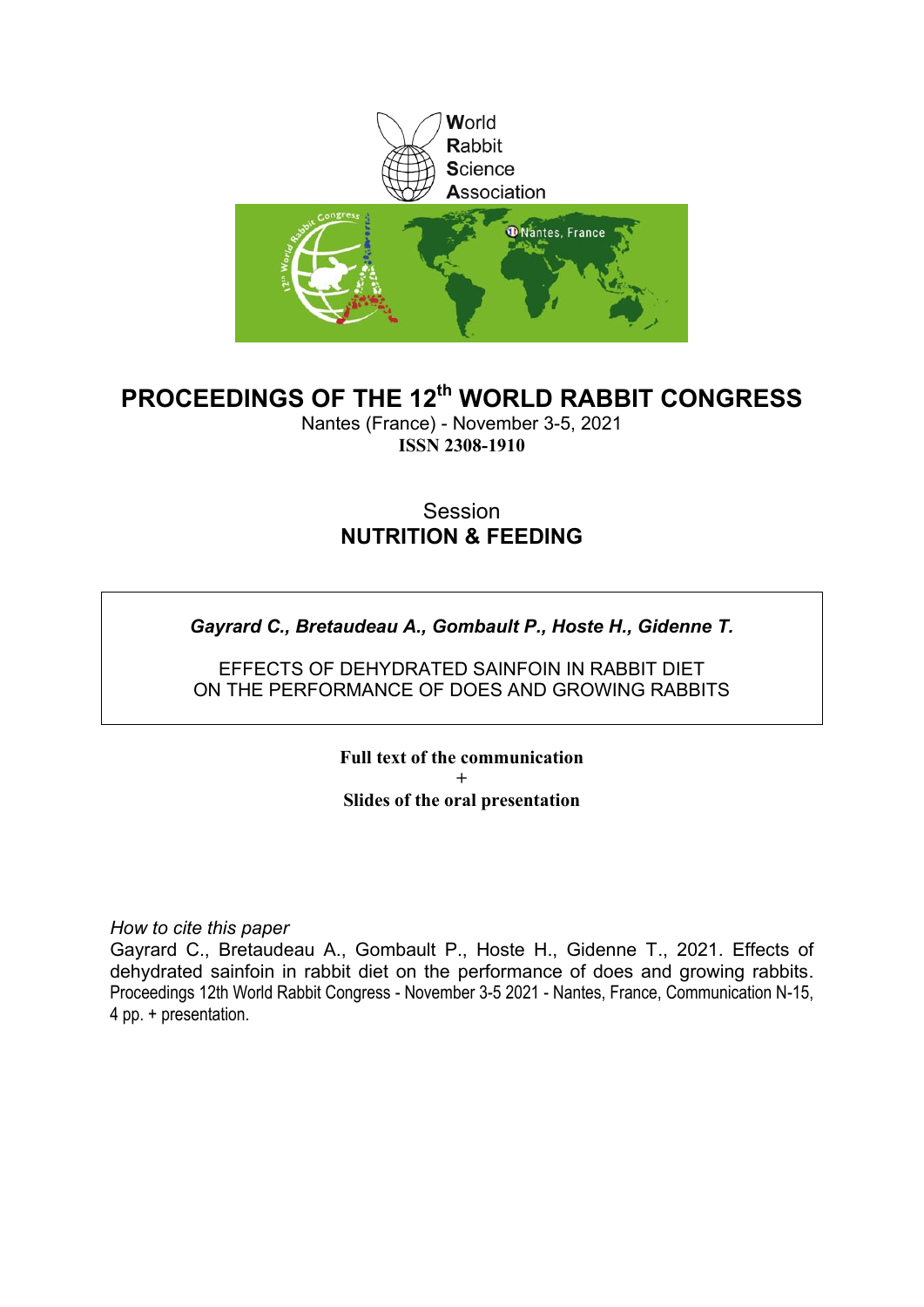World
Rabbit
Science
Association

# PROCEEDINGS OF THE 12th WORLD RABBIT CONGRESS

Nantes (France) - November 3-5, 2021

**ISSN 2308-1910**

Session

**NUTRITION & FEEDING**

***Gayrard C., Bretaudeau A., Gombault P., Hoste H., Gidenne T.***

EFFECTS OF DEHYDRATED SAINFOIN IN RABBIT DIET ON THE PERFORMANCE OF DOES AND GROWING RABBITS

**Full text of the communication**

**+**

**Slides of the oral presentation**

*How to cite this paper*

Gayrard C., Bretaudeau A., Gombault P., Hoste H., Gidenne T., 2021. Effects of dehydrated sainfoin in rabbit diet on the performance of does and growing rabbits. Proceedings 12th World Rabbit Congress - November 3-5 2021 - Nantes, France, Communication N-15, 4 pp. + presentation.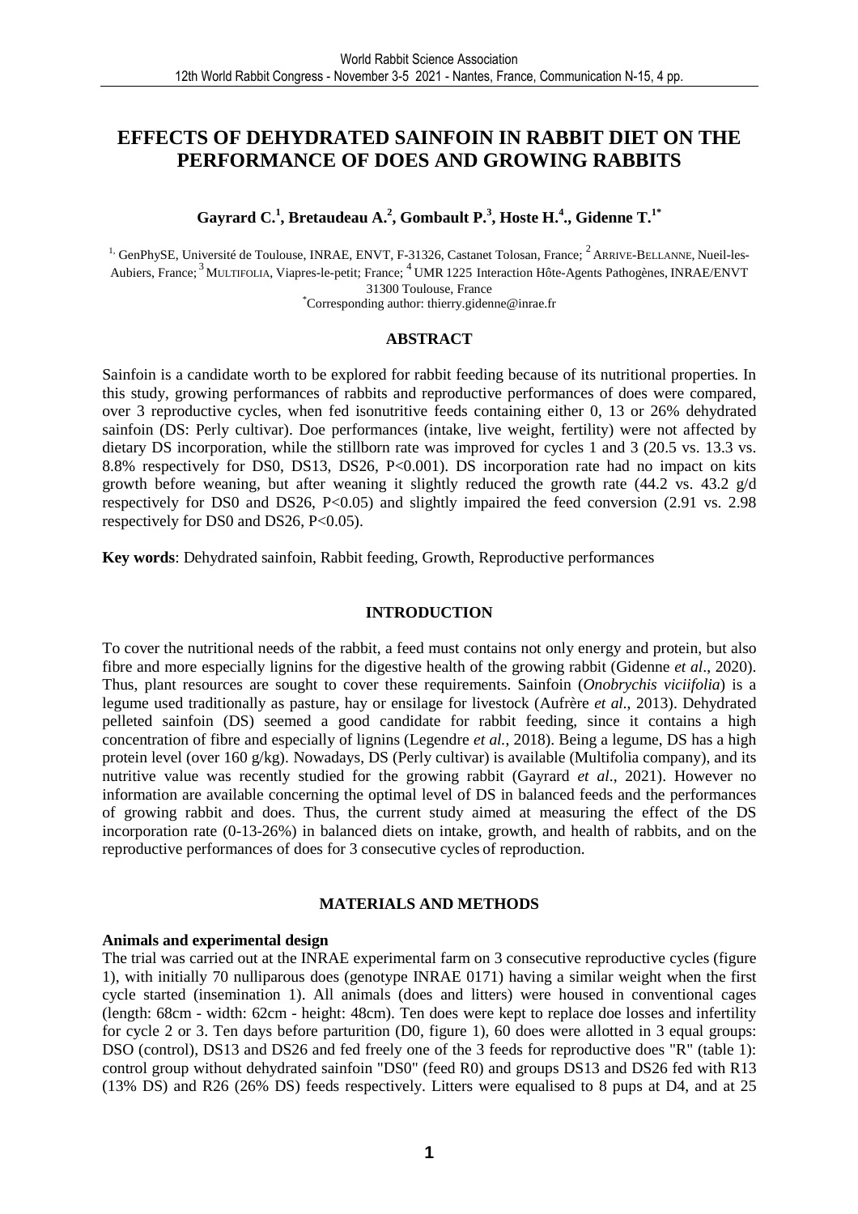# EFFECTS OF DEHYDRATED SAINFOIN IN RABBIT DIET ON THE PERFORMANCE OF DOES AND GROWING RABBITS

**Gayrard C.[1], Bretaudeau A.[2], Gombault P.[3], Hoste H.[4]., Gidenne T.[1*]**

[1,] GenPhySE, Université de Toulouse, INRAE, ENVT, F-31326, Castanet Tolosan, France; [2] ARRIVE-BELLANNE, Nueil-les-Aubiers, France; [3] MULTIFOLIA, Viapres-le-petit; France; [4] UMR 1225 Interaction Hôte-Agents Pathogènes, INRAE/ENVT 31300 Toulouse, France

[*]Corresponding author: thierry.gidenne@inrae.fr

## ABSTRACT

Sainfoin is a candidate worth to be explored for rabbit feeding because of its nutritional properties. In this study, growing performances of rabbits and reproductive performances of does were compared, over 3 reproductive cycles, when fed isonutritive feeds containing either 0, 13 or 26% dehydrated sainfoin (DS: Perly cultivar). Doe performances (intake, live weight, fertility) were not affected by dietary DS incorporation, while the stillborn rate was improved for cycles 1 and 3 (20.5 vs. 13.3 vs. 8.8% respectively for DS0, DS13, DS26, $P<0.001$). DS incorporation rate had no impact on kits growth before weaning, but after weaning it slightly reduced the growth rate (44.2 vs. 43.2 g/d respectively for DS0 and DS26, $P<0.05$) and slightly impaired the feed conversion (2.91 vs. 2.98 respectively for DS0 and DS26, $P<0.05$).

**Key words**: Dehydrated sainfoin, Rabbit feeding, Growth, Reproductive performances

## INTRODUCTION

To cover the nutritional needs of the rabbit, a feed must contains not only energy and protein, but also fibre and more especially lignins for the digestive health of the growing rabbit (Gidenne *et al*., 2020). Thus, plant resources are sought to cover these requirements. Sainfoin (*Onobrychis viciifolia*) is a legume used traditionally as pasture, hay or ensilage for livestock (Aufrère *et al*., 2013). Dehydrated pelleted sainfoin (DS) seemed a good candidate for rabbit feeding, since it contains a high concentration of fibre and especially of lignins (Legendre *et al.*, 2018). Being a legume, DS has a high protein level (over 160 g/kg). Nowadays, DS (Perly cultivar) is available (Multifolia company), and its nutritive value was recently studied for the growing rabbit (Gayrard *et al*., 2021). However no information are available concerning the optimal level of DS in balanced feeds and the performances of growing rabbit and does. Thus, the current study aimed at measuring the effect of the DS incorporation rate (0-13-26%) in balanced diets on intake, growth, and health of rabbits, and on the reproductive performances of does for 3 consecutive cycles of reproduction.

## MATERIALS AND METHODS

### Animals and experimental design

The trial was carried out at the INRAE experimental farm on 3 consecutive reproductive cycles (figure 1), with initially 70 nulliparous does (genotype INRAE 0171) having a similar weight when the first cycle started (insemination 1). All animals (does and litters) were housed in conventional cages (length: 68cm - width: 62cm - height: 48cm). Ten does were kept to replace doe losses and infertility for cycle 2 or 3. Ten days before parturition (D0, figure 1), 60 does were allotted in 3 equal groups: DSO (control), DS13 and DS26 and fed freely one of the 3 feeds for reproductive does "R" (table 1): control group without dehydrated sainfoin "DS0" (feed R0) and groups DS13 and DS26 fed with R13 (13% DS) and R26 (26% DS) feeds respectively. Litters were equalised to 8 pups at D4, and at 25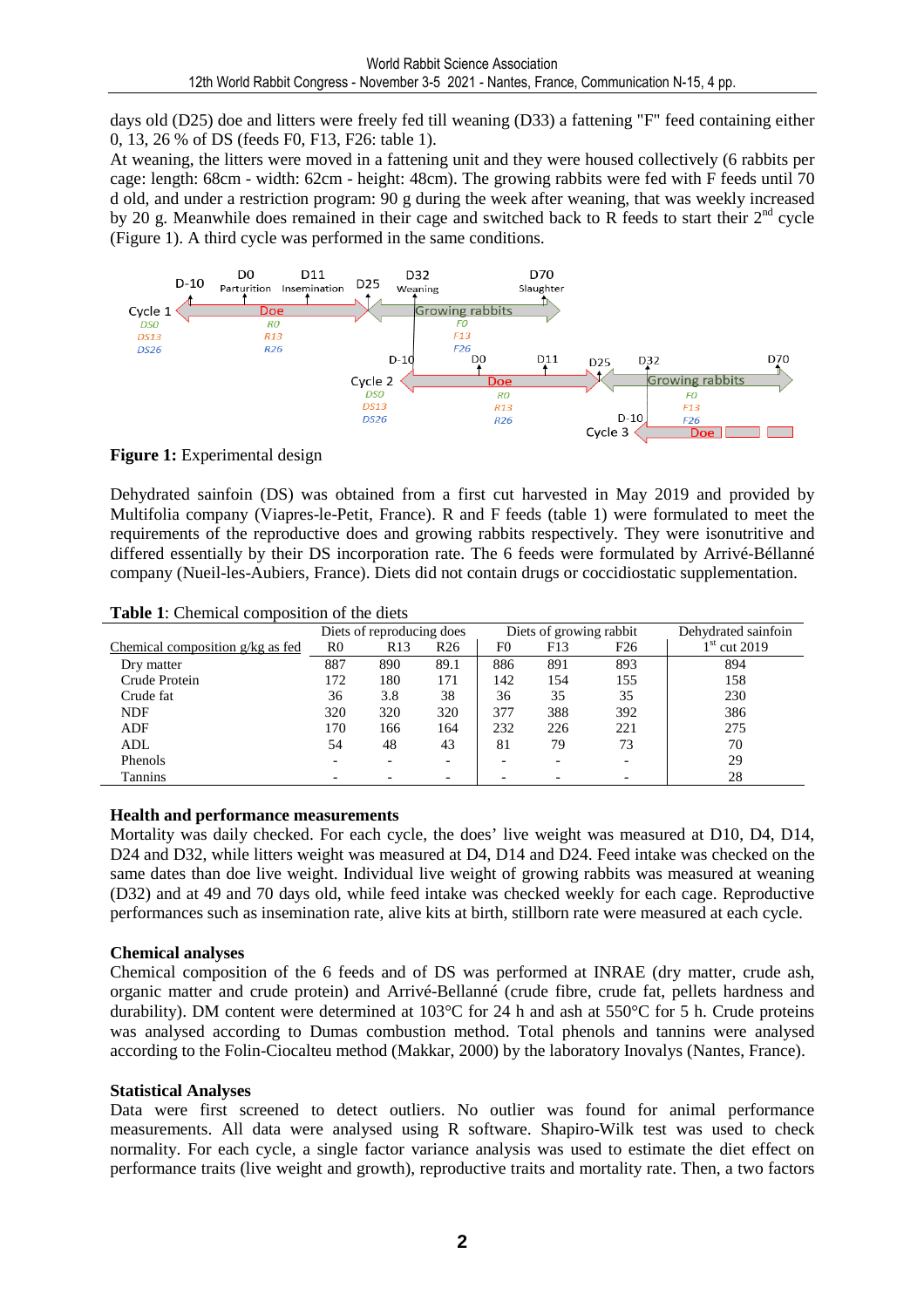days old (D25) doe and litters were freely fed till weaning (D33) a fattening "F" feed containing either 0, 13, 26 % of DS (feeds F0, F13, F26: table 1).
At weaning, the litters were moved in a fattening unit and they were housed collectively (6 rabbits per cage: length: 68cm - width: 62cm - height: 48cm). The growing rabbits were fed with F feeds until 70 d old, and under a restriction program: 90 g during the week after weaning, that was weekly increased by 20 g. Meanwhile does remained in their cage and switched back to R feeds to start their 2nd cycle (Figure 1). A third cycle was performed in the same conditions.

**Figure 1:** Experimental design

Dehydrated sainfoin (DS) was obtained from a first cut harvested in May 2019 and provided by Multifolia company (Viapres-le-Petit, France). R and F feeds (table 1) were formulated to meet the requirements of the reproductive does and growing rabbits respectively. They were isonutritive and differed essentially by their DS incorporation rate. The 6 feeds were formulated by Arrivé-Béllanné company (Nueil-les-Aubiers, France). Diets did not contain drugs or coccidiostatic supplementation.

**Table 1**: Chemical composition of the diets

| | Diets of reproducing does | | | Diets of growing rabbit | | | Dehydrated sainfoin |
|---|---|---|---|---|---|---|---|
| Chemical composition g/kg as fed | R0 | R13 | R26 | F0 | F13 | F26 | 1st cut 2019 |
| Dry matter | 887 | 890 | 89.1 | 886 | 891 | 893 | 894 |
| Crude Protein | 172 | 180 | 171 | 142 | 154 | 155 | 158 |
| Crude fat | 36 | 3.8 | 38 | 36 | 35 | 35 | 230 |
| NDF | 320 | 320 | 320 | 377 | 388 | 392 | 386 |
| ADF | 170 | 166 | 164 | 232 | 226 | 221 | 275 |
| ADL | 54 | 48 | 43 | 81 | 79 | 73 | 70 |
| Phenols | - | - | - | - | - | - | 29 |
| Tannins | - | - | - | - | - | - | 28 |

**Health and performance measurements**
Mortality was daily checked. For each cycle, the does' live weight was measured at D10, D4, D14, D24 and D32, while litters weight was measured at D4, D14 and D24. Feed intake was checked on the same dates than doe live weight. Individual live weight of growing rabbits was measured at weaning (D32) and at 49 and 70 days old, while feed intake was checked weekly for each cage. Reproductive performances such as insemination rate, alive kits at birth, stillborn rate were measured at each cycle.

**Chemical analyses**
Chemical composition of the 6 feeds and of DS was performed at INRAE (dry matter, crude ash, organic matter and crude protein) and Arrivé-Bellanné (crude fibre, crude fat, pellets hardness and durability). DM content were determined at 103°C for 24 h and ash at 550°C for 5 h. Crude proteins was analysed according to Dumas combustion method. Total phenols and tannins were analysed according to the Folin-Ciocalteu method (Makkar, 2000) by the laboratory Inovalys (Nantes, France).

**Statistical Analyses**
Data were first screened to detect outliers. No outlier was found for animal performance measurements. All data were analysed using R software. Shapiro-Wilk test was used to check normality. For each cycle, a single factor variance analysis was used to estimate the diet effect on performance traits (live weight and growth), reproductive traits and mortality rate. Then, a two factors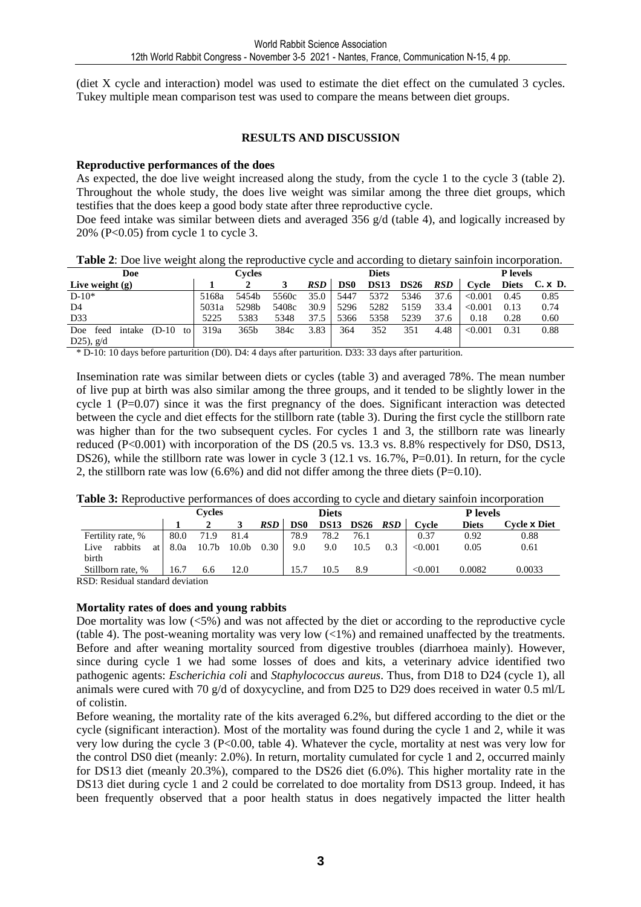(diet X cycle and interaction) model was used to estimate the diet effect on the cumulated 3 cycles. Tukey multiple mean comparison test was used to compare the means between diet groups.

## RESULTS AND DISCUSSION

### Reproductive performances of the does

As expected, the doe live weight increased along the study, from the cycle 1 to the cycle 3 (table 2). Throughout the whole study, the does live weight was similar among the three diet groups, which testifies that the does keep a good body state after three reproductive cycle.

Doe feed intake was similar between diets and averaged 356 g/d (table 4), and logically increased by 20% (P<0.05) from cycle 1 to cycle 3.

**Table 2**: Doe live weight along the reproductive cycle and according to dietary sainfoin incorporation.

| Doe | Cycles | | | | Diets | | | | P levels | | |
|---|---|---|---|---|---|---|---|---|---|---|---|
| Live weight (g) | 1 | 2 | 3 | *RSD* | DS0 | DS13 | DS26 | *RSD* | Cycle | Diets | C. x D. |
| D-10* | 5168a | 5454b | 5560c | 35.0 | 5447 | 5372 | 5346 | 37.6 | <0.001 | 0.45 | 0.85 |
| D4 | 5031a | 5298b | 5408c | 30.9 | 5296 | 5282 | 5159 | 33.4 | <0.001 | 0.13 | 0.74 |
| D33 | 5225 | 5383 | 5348 | 37.5 | 5366 | 5358 | 5239 | 37.6 | 0.18 | 0.28 | 0.60 |
| Doe feed intake (D-10 to D25), g/d | 319a | 365b | 384c | 3.83 | 364 | 352 | 351 | 4.48 | <0.001 | 0.31 | 0.88 |

\* D-10: 10 days before parturition (D0). D4: 4 days after parturition. D33: 33 days after parturition.

Insemination rate was similar between diets or cycles (table 3) and averaged 78%. The mean number of live pup at birth was also similar among the three groups, and it tended to be slightly lower in the cycle 1 (P=0.07) since it was the first pregnancy of the does. Significant interaction was detected between the cycle and diet effects for the stillborn rate (table 3). During the first cycle the stillborn rate was higher than for the two subsequent cycles. For cycles 1 and 3, the stillborn rate was linearly reduced (P<0.001) with incorporation of the DS (20.5 vs. 13.3 vs. 8.8% respectively for DS0, DS13, DS26), while the stillborn rate was lower in cycle 3 (12.1 vs. 16.7%, P=0.01). In return, for the cycle 2, the stillborn rate was low (6.6%) and did not differ among the three diets (P=0.10).

**Table 3:** Reproductive performances of does according to cycle and dietary sainfoin incorporation

| | Cycles | | | | Diets | | | | P levels | | |
|---|---|---|---|---|---|---|---|---|---|---|---|
| | 1 | 2 | 3 | *RSD* | DS0 | DS13 | DS26 | *RSD* | Cycle | Diets | Cycle x Diet |
| Fertility rate, % | 80.0 | 71.9 | 81.4 | | 78.9 | 78.2 | 76.1 | | 0.37 | 0.92 | 0.88 |
| Live rabbits at birth | 8.0a | 10.7b | 10.0b | 0.30 | 9.0 | 9.0 | 10.5 | 0.3 | <0.001 | 0.05 | 0.61 |
| Stillborn rate, % | 16.7 | 6.6 | 12.0 | | 15.7 | 10.5 | 8.9 | | <0.001 | 0.0082 | 0.0033 |

RSD: Residual standard deviation

### Mortality rates of does and young rabbits

Doe mortality was low (<5%) and was not affected by the diet or according to the reproductive cycle (table 4). The post-weaning mortality was very low (<1%) and remained unaffected by the treatments. Before and after weaning mortality sourced from digestive troubles (diarrhoea mainly). However, since during cycle 1 we had some losses of does and kits, a veterinary advice identified two pathogenic agents: *Escherichia coli* and *Staphylococcus aureus*. Thus, from D18 to D24 (cycle 1), all animals were cured with 70 g/d of doxycycline, and from D25 to D29 does received in water 0.5 ml/L of colistin.

Before weaning, the mortality rate of the kits averaged 6.2%, but differed according to the diet or the cycle (significant interaction). Most of the mortality was found during the cycle 1 and 2, while it was very low during the cycle 3 (P<0.00, table 4). Whatever the cycle, mortality at nest was very low for the control DS0 diet (meanly: 2.0%). In return, mortality cumulated for cycle 1 and 2, occurred mainly for DS13 diet (meanly 20.3%), compared to the DS26 diet (6.0%). This higher mortality rate in the DS13 diet during cycle 1 and 2 could be correlated to doe mortality from DS13 group. Indeed, it has been frequently observed that a poor health status in does negatively impacted the litter health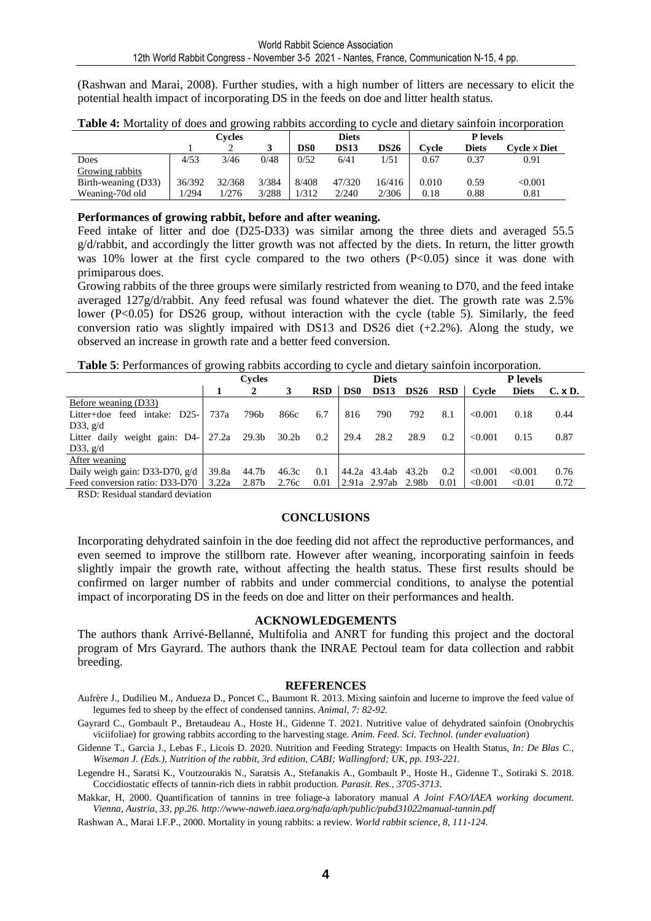(Rashwan and Marai, 2008). Further studies, with a high number of litters are necessary to elicit the potential health impact of incorporating DS in the feeds on doe and litter health status.

**Table 4:** Mortality of does and growing rabbits according to cycle and dietary sainfoin incorporation

| | Cycles | | | Diets | | | P levels | | |
|---|---|---|---|---|---|---|---|---|---|
| | 1 | 2 | 3 | DS0 | DS13 | DS26 | Cycle | Diets | Cycle x Diet |
| Does | 4/53 | 3/46 | 0/48 | 0/52 | 6/41 | 1/51 | 0.67 | 0.37 | 0.91 |
| Growing rabbits | | | | | | | | | |
| Birth-weaning (D33) | 36/392 | 32/368 | 3/384 | 8/408 | 47/320 | 16/416 | 0.010 | 0.59 | <0.001 |
| Weaning-70d old | 1/294 | 1/276 | 3/288 | 1/312 | 2/240 | 2/306 | 0.18 | 0.88 | 0.81 |

**Performances of growing rabbit, before and after weaning.**

Feed intake of litter and doe (D25-D33) was similar among the three diets and averaged 55.5 g/d/rabbit, and accordingly the litter growth was not affected by the diets. In return, the litter growth was 10% lower at the first cycle compared to the two others (P<0.05) since it was done with primiparous does.

Growing rabbits of the three groups were similarly restricted from weaning to D70, and the feed intake averaged 127g/d/rabbit. Any feed refusal was found whatever the diet. The growth rate was 2.5% lower (P<0.05) for DS26 group, without interaction with the cycle (table 5). Similarly, the feed conversion ratio was slightly impaired with DS13 and DS26 diet (+2.2%). Along the study, we observed an increase in growth rate and a better feed conversion.

**Table 5**: Performances of growing rabbits according to cycle and dietary sainfoin incorporation.

| | Cycles | | | | Diets | | | | P levels | | |
|---|---|---|---|---|---|---|---|---|---|---|---|
| | **1** | **2** | **3** | **RSD** | **DS0** | **DS13** | **DS26** | **RSD** | **Cycle** | **Diets** | **C. x D.** |
| Before weaning (D33) | | | | | | | | | | | |
| Litter+doe feed intake: D25-D33, g/d | 737a | 796b | 866c | 6.7 | 816 | 790 | 792 | 8.1 | <0.001 | 0.18 | 0.44 |
| Litter daily weight gain: D4-D33, g/d | 27.2a | 29.3b | 30.2b | 0.2 | 29.4 | 28.2 | 28.9 | 0.2 | <0.001 | 0.15 | 0.87 |
| After weaning | | | | | | | | | | | |
| Daily weigh gain: D33-D70, g/d | 39.8a | 44.7b | 46.3c | 0.1 | 44.2a | 43.4ab | 43.2b | 0.2 | <0.001 | <0.001 | 0.76 |
| Feed conversion ratio: D33-D70 | 3.22a | 2.87b | 2.76c | 0.01 | 2.91a | 2.97ab | 2.98b | 0.01 | <0.001 | <0.01 | 0.72 |

RSD: Residual standard deviation

## CONCLUSIONS

Incorporating dehydrated sainfoin in the doe feeding did not affect the reproductive performances, and even seemed to improve the stillborn rate. However after weaning, incorporating sainfoin in feeds slightly impair the growth rate, without affecting the health status. These first results should be confirmed on larger number of rabbits and under commercial conditions, to analyse the potential impact of incorporating DS in the feeds on doe and litter on their performances and health.

## ACKNOWLEDGEMENTS

The authors thank Arrivé-Bellanné, Multifolia and ANRT for funding this project and the doctoral program of Mrs Gayrard. The authors thank the INRAE Pectoul team for data collection and rabbit breeding.

## REFERENCES

Aufrère J., Dudilieu M., Andueza D., Poncet C., Baumont R. 2013. Mixing sainfoin and lucerne to improve the feed value of legumes fed to sheep by the effect of condensed tannins. *Animal, 7: 82-92.*

Gayrard C., Gombault P., Bretaudeau A., Hoste H., Gidenne T. 2021. Nutritive value of dehydrated sainfoin (Onobrychis viciifoliae) for growing rabbits according to the harvesting stage. *Anim. Feed. Sci. Technol. (under evaluation*)

Gidenne T., Garcia J., Lebas F., Licois D. 2020. Nutrition and Feeding Strategy: Impacts on Health Status, *In: De Blas C., Wiseman J. (Eds.), Nutrition of the rabbit, 3rd edition, CABI; Wallingford; UK, pp. 193-221.*

Legendre H., Saratsi K., Voutzourakis N., Saratsis A., Stefanakis A., Gombault P., Hoste H., Gidenne T., Sotiraki S. 2018. Coccidiostatic effects of tannin-rich diets in rabbit production. *Parasit. Res., 3705-3713*.

Makkar, H, 2000. Quantification of tannins in tree foliage-a laboratory manual *A Joint FAO/IAEA working document. Vienna, Austria, 33, pp.26. http://www-naweb.iaea.org/nafa/aph/public/pubd31022manual-tannin.pdf*

Rashwan A., Marai I.F.P., 2000. Mortality in young rabbits: a review. *World rabbit science, 8, 111-124.*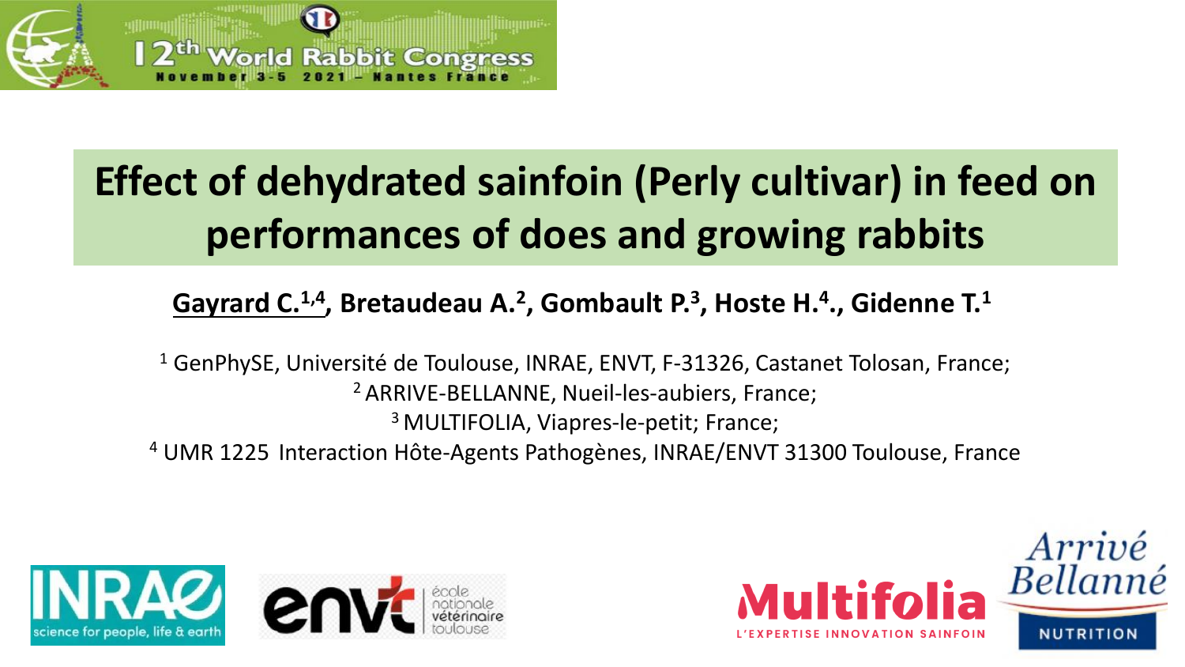# Effect of dehydrated sainfoin (Perly cultivar) in feed on performances of does and growing rabbits

**<u>Gayrard C.</u>[1,4], Bretaudeau A.[2], Gombault P.[3], Hoste H.[4]., Gidenne T.[1]**

[1] GenPhySE, Université de Toulouse, INRAE, ENVT, F-31326, Castanet Tolosan, France;
[2] ARRIVE-BELLANNE, Nueil-les-aubiers, France;
[3] MULTIFOLIA, Viapres-le-petit; France;
[4] UMR 1225 Interaction Hôte-Agents Pathogènes, INRAE/ENVT 31300 Toulouse, France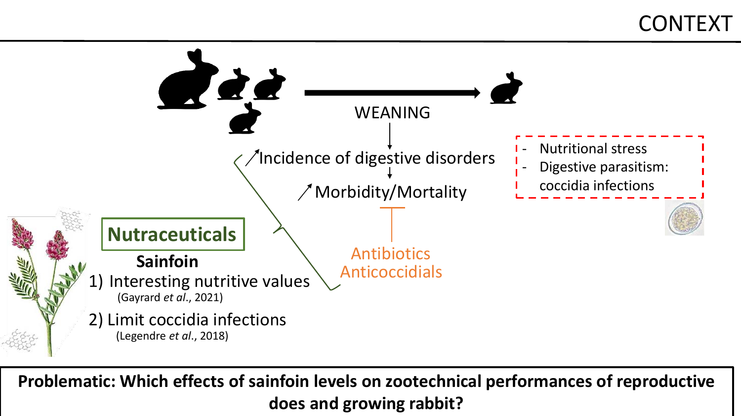# CONTEXT

WEANING

↗ Incidence of digestive disorders

↗ Morbidity/Mortality

- Nutritional stress
- Digestive parasitism: coccidia infections

Antibiotics
Anticoccidials

## Nutraceuticals

**Sainfoin**

1) Interesting nutritive values (Gayrard *et al*., 2021)
2) Limit coccidia infections (Legendre *et al*., 2018)

**Problematic: Which effects of sainfoin levels on zootechnical performances of reproductive does and growing rabbit?**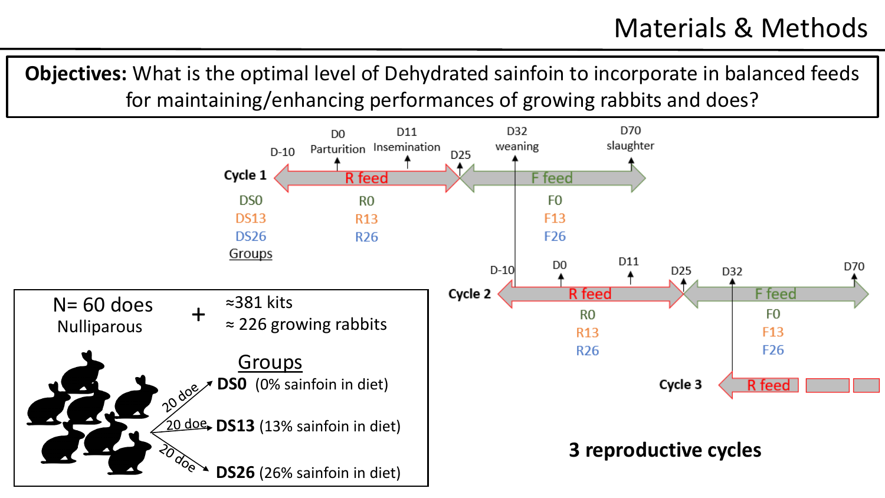# Materials & Methods

**Objectives:** What is the optimal level of Dehydrated sainfoin to incorporate in balanced feeds for maintaining/enhancing performances of growing rabbits and does?

Cycle 1

D-10 | D0 Parturition | D11 Insemination | D25 | D32 weaning | D70 slaughter

R feed | F feed

Groups: DS0, DS13, DS26

R0, R13, R26

F0, F13, F26

Cycle 2

D-10 | D0 | D11 | D25 | D32 | D70

R feed | F feed

R0, R13, R26

F0, F13, F26

Cycle 3

R feed

**3 reproductive cycles**

N= 60 does
Nulliparous

+

≈381 kits
≈ 226 growing rabbits

Groups

- 20 doe → **DS0** (0% sainfoin in diet)
- 20 doe → **DS13** (13% sainfoin in diet)
- 20 doe → **DS26** (26% sainfoin in diet)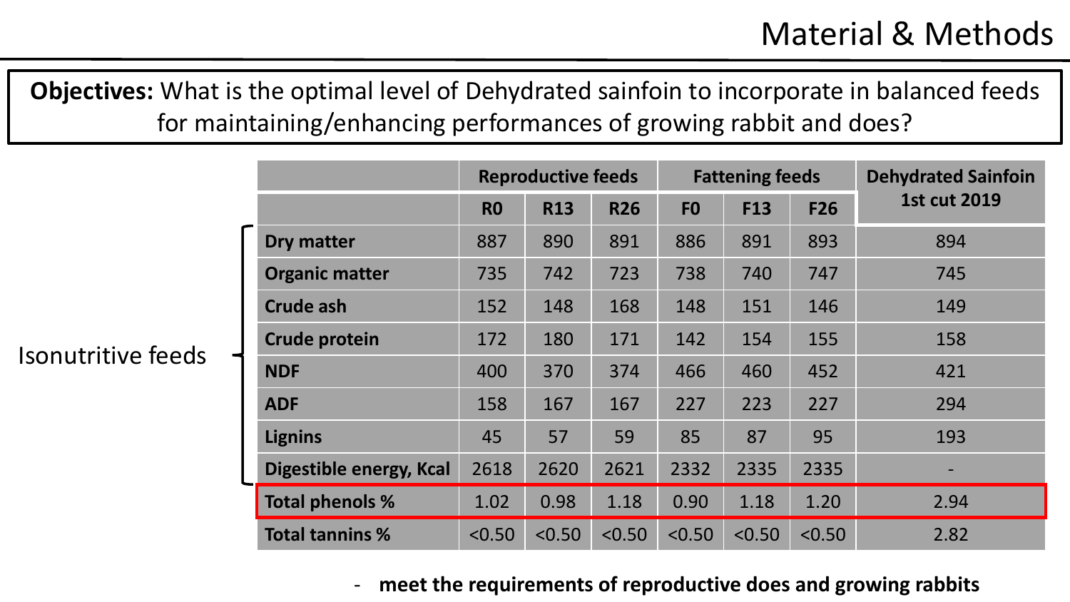# Material & Methods

**Objectives:** What is the optimal level of Dehydrated sainfoin to incorporate in balanced feeds for maintaining/enhancing performances of growing rabbit and does?

Isonutritive feeds

| | Reproductive feeds | | | Fattening feeds | | | Dehydrated Sainfoin 1st cut 2019 |
|---|---|---|---|---|---|---|---|
| | R0 | R13 | R26 | F0 | F13 | F26 | |
| Dry matter | 887 | 890 | 891 | 886 | 891 | 893 | 894 |
| Organic matter | 735 | 742 | 723 | 738 | 740 | 747 | 745 |
| Crude ash | 152 | 148 | 168 | 148 | 151 | 146 | 149 |
| Crude protein | 172 | 180 | 171 | 142 | 154 | 155 | 158 |
| NDF | 400 | 370 | 374 | 466 | 460 | 452 | 421 |
| ADF | 158 | 167 | 167 | 227 | 223 | 227 | 294 |
| Lignins | 45 | 57 | 59 | 85 | 87 | 95 | 193 |
| Digestible energy, Kcal | 2618 | 2620 | 2621 | 2332 | 2335 | 2335 | - |
| Total phenols % | 1.02 | 0.98 | 1.18 | 0.90 | 1.18 | 1.20 | 2.94 |
| Total tannins % | <0.50 | <0.50 | <0.50 | <0.50 | <0.50 | <0.50 | 2.82 |

- **meet the requirements of reproductive does and growing rabbits**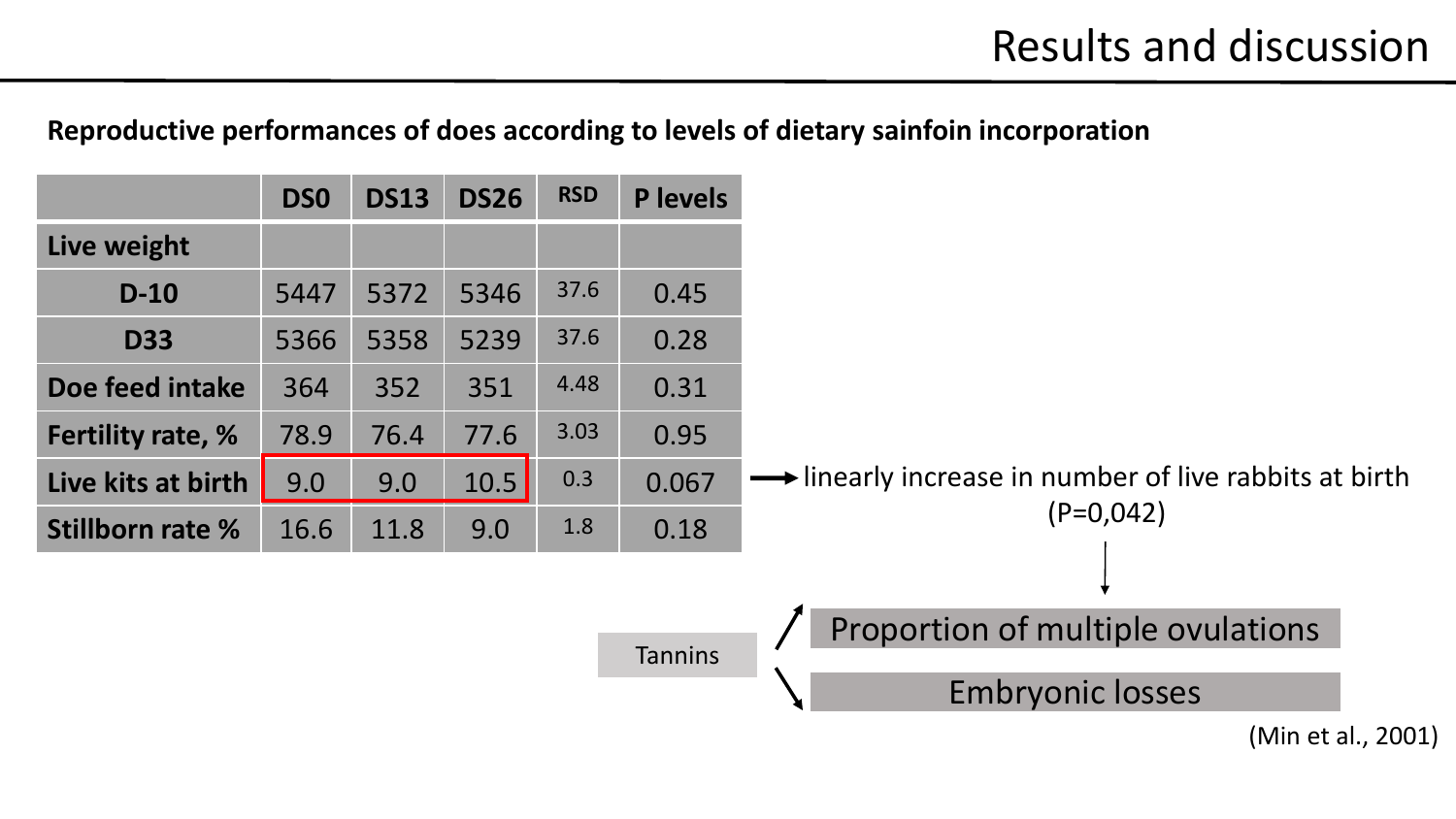# Results and discussion

**Reproductive performances of does according to levels of dietary sainfoin incorporation**

| | DS0 | DS13 | DS26 | RSD | P levels |
|---|---|---|---|---|---|
| **Live weight** | | | | | |
| **D-10** | 5447 | 5372 | 5346 | 37.6 | 0.45 |
| **D33** | 5366 | 5358 | 5239 | 37.6 | 0.28 |
| **Doe feed intake** | 364 | 352 | 351 | 4.48 | 0.31 |
| **Fertility rate, %** | 78.9 | 76.4 | 77.6 | 3.03 | 0.95 |
| **Live kits at birth** | 9.0 | 9.0 | 10.5 | 0.3 | 0.067 |
| **Stillborn rate %** | 16.6 | 11.8 | 9.0 | 1.8 | 0.18 |

→ linearly increase in number of live rabbits at birth (P=0,042)

↓

Tannins ↗ Proportion of multiple ovulations

Tannins ↘ Embryonic losses

(Min et al., 2001)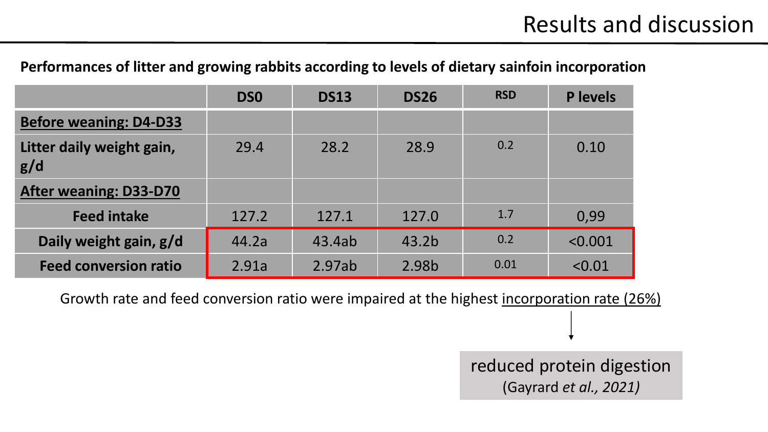# Results and discussion

**Performances of litter and growing rabbits according to levels of dietary sainfoin incorporation**

| | DS0 | DS13 | DS26 | RSD | P levels |
|---|---|---|---|---|---|
| **Before weaning: D4-D33** | | | | | |
| **Litter daily weight gain, g/d** | 29.4 | 28.2 | 28.9 | 0.2 | 0.10 |
| **After weaning: D33-D70** | | | | | |
| **Feed intake** | 127.2 | 127.1 | 127.0 | 1.7 | 0,99 |
| **Daily weight gain, g/d** | 44.2a | 43.4ab | 43.2b | 0.2 | <0.001 |
| **Feed conversion ratio** | 2.91a | 2.97ab | 2.98b | 0.01 | <0.01 |

Growth rate and feed conversion ratio were impaired at the highest incorporation rate (26%)

↓

reduced protein digestion
(Gayrard *et al., 2021)*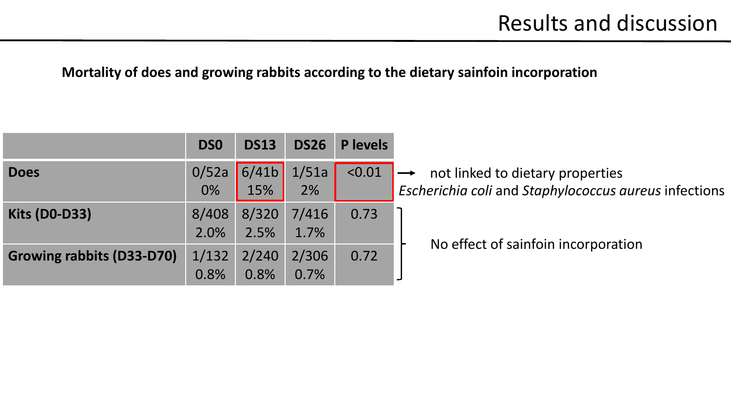# Results and discussion

**Mortality of does and growing rabbits according to the dietary sainfoin incorporation**

| | DS0 | DS13 | DS26 | P levels |
|---|---|---|---|---|
| **Does** | 0/52a 0% | 6/41b 15% | 1/51a 2% | <0.01 |
| **Kits (D0-D33)** | 8/408 2.0% | 8/320 2.5% | 7/416 1.7% | 0.73 |
| **Growing rabbits (D33-D70)** | 1/132 0.8% | 2/240 0.8% | 2/306 0.7% | 0.72 |

→ not linked to dietary properties
*Escherichia coli* and *Staphylococcus aureus* infections

No effect of sainfoin incorporation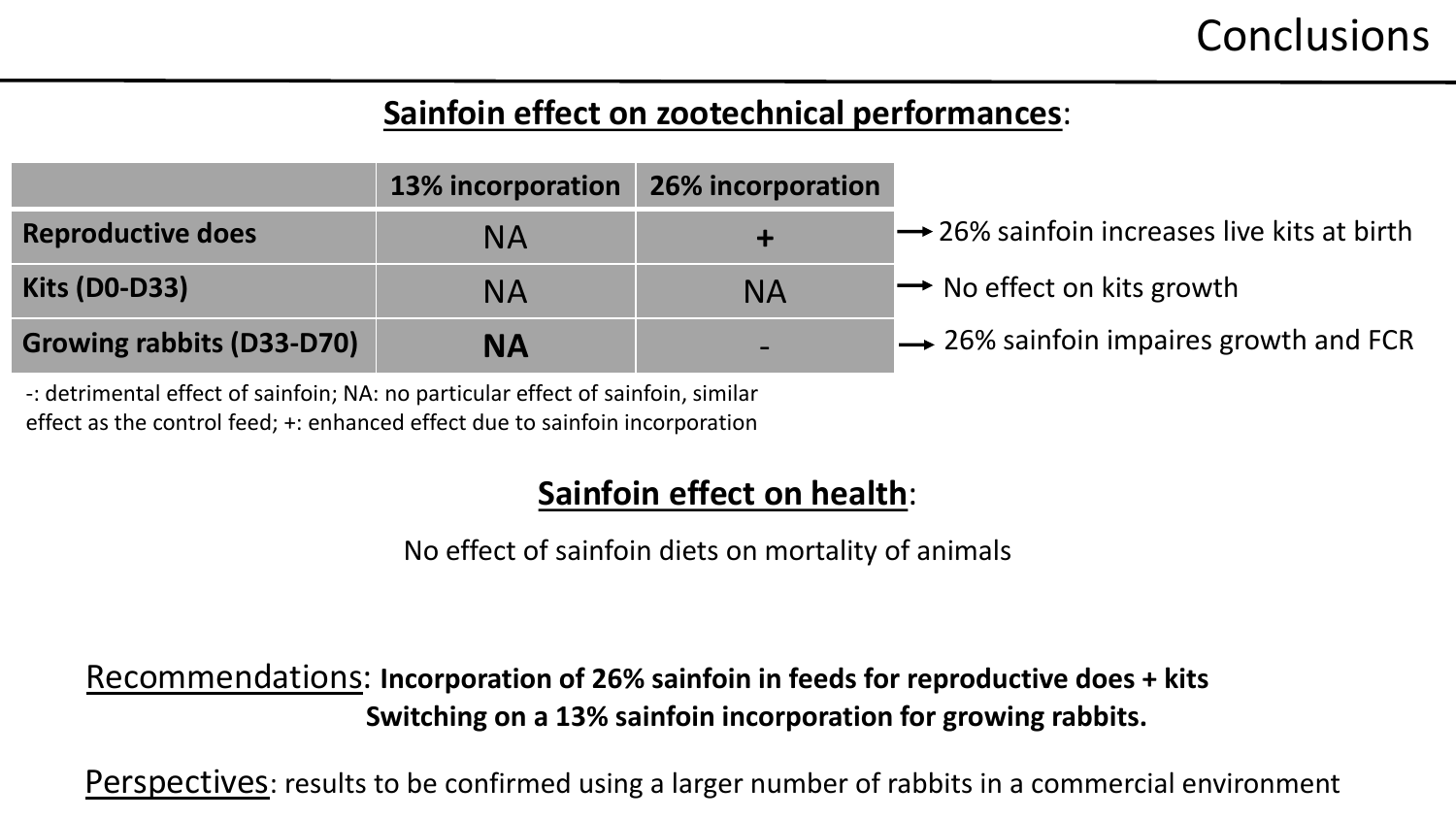# Conclusions

## Sainfoin effect on zootechnical performances:

| | 13% incorporation | 26% incorporation | |
|---|---|---|---|
| **Reproductive does** | NA | **+** | → 26% sainfoin increases live kits at birth |
| **Kits (D0-D33)** | NA | NA | → No effect on kits growth |
| **Growing rabbits (D33-D70)** | **NA** | - | → 26% sainfoin impaires growth and FCR |

-: detrimental effect of sainfoin; NA: no particular effect of sainfoin, similar effect as the control feed; +: enhanced effect due to sainfoin incorporation

## Sainfoin effect on health:

No effect of sainfoin diets on mortality of animals

Recommendations: **Incorporation of 26% sainfoin in feeds for reproductive does + kits**
**Switching on a 13% sainfoin incorporation for growing rabbits.**

Perspectives: results to be confirmed using a larger number of rabbits in a commercial environment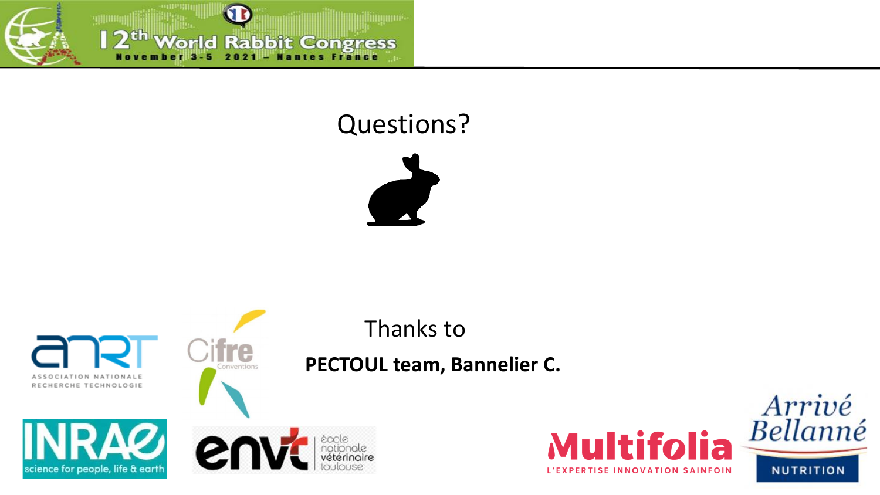Questions?

Thanks to

**PECTOUL team, Bannelier C.**